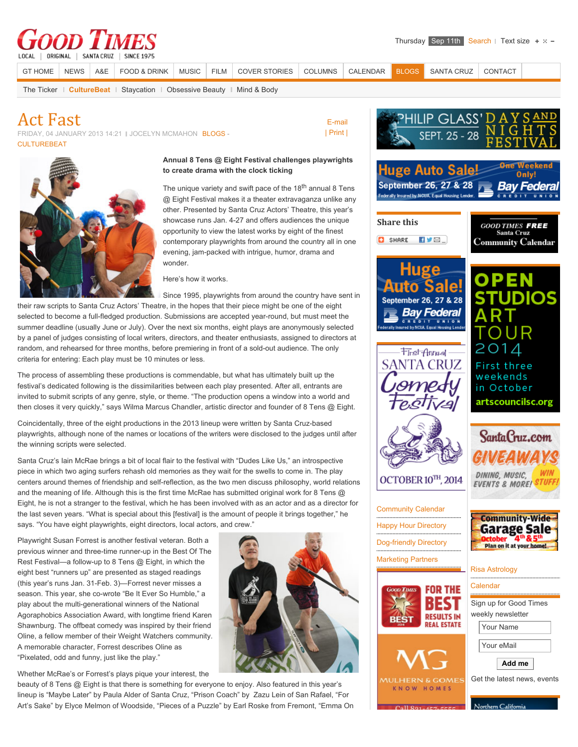# Act Fast

FRIDAY, 04 JANUARY 2013 14:21 | JOCELYN MCMAHON BLOGS - CULTUREBEAT

**Annual 8 Tens @ Eight Festival challenges playwrights to create drama with the clock ticking**

The unique variety and swift pace of the 18th annual 8 Tens @ Eight Festival makes it a theater extravaganza unlike any other. Presented by Santa Cruz Actors' Theatre, this year's showcase runs Jan. 4-27 and offers audiences the unique opportunity to view the latest works by eight of the finest contemporary playwrights from around the country all in one evening, jam-packed with intrigue, humor, drama and wonder.

Here's how it works.

Since 1995, playwrights from around the country have sent in their raw scripts to Santa Cruz Actors' Theatre, in the hopes that their piece might be one of the eight selected to become a full-fledged production. Submissions are accepted year-round, but must meet the summer deadline (usually June or July). Over the next six months, eight plays are anonymously selected by a panel of judges consisting of local writers, directors, and theater enthusiasts, assigned to directors at random, and rehearsed for three months, before premiering in front of a sold-out audience. The only criteria for entering: Each play must be 10 minutes or less.

The process of assembling these productions is commendable, but what has ultimately built up the festival's dedicated following is the dissimilarities between each play presented. After all, entrants are invited to submit scripts of any genre, style, or theme. "The production opens a window into a world and then closes it very quickly," says Wilma Marcus Chandler, artistic director and founder of 8 Tens @ Eight.

Coincidentally, three of the eight productions in the 2013 lineup were written by Santa Cruz-based playwrights, although none of the names or locations of the writers were disclosed to the judges until after the winning scripts were selected.

Santa Cruz's Iain McRae brings a bit of local flair to the festival with "Dudes Like Us," an introspective piece in which two aging surfers rehash old memories as they wait for the swells to come in. The play centers around themes of friendship and self-reflection, as the two men discuss philosophy, world relations and the meaning of life. Although this is the first time McRae has submitted original work for 8 Tens @ Eight, he is not a stranger to the festival, which he has been involved with as an actor and as a director for the last seven years. "What is special about this [festival] is the amount of people it brings together," he says. "You have eight playwrights, eight directors, local actors, and crew."

Playwright Susan Forrest is another festival veteran. Both a previous winner and three-time runner-up in the Best Of The Rest Festival—a follow-up to 8 Tens @ Eight, in which the eight best "runners up" are presented as staged readings (this year's runs Jan. 31-Feb. 3)—Forrest never misses a season. This year, she co-wrote "Be It Ever So Humble," a play about the multi-generational winners of the National Agoraphobics Association Award, with longtime friend Karen Shawnburg. The offbeat comedy was inspired by their friend Oline, a fellow member of their Weight Watchers community. A memorable character, Forrest describes Oline as "Pixelated, odd and funny, just like the play."

Whether McRae's or Forrest's plays pique your interest, the beauty of 8 Tens @ Eight is that there is something for everyone to enjoy. Also featured in this year's lineup is "Maybe Later" by Paula Alder of Santa Cruz, "Prison Coach" by Zazu Lein of San Rafael, "For Art's Sake" by Elyce Melmon of Woodside, "Pieces of a Puzzle" by Earl Roske from Fremont, "Emma On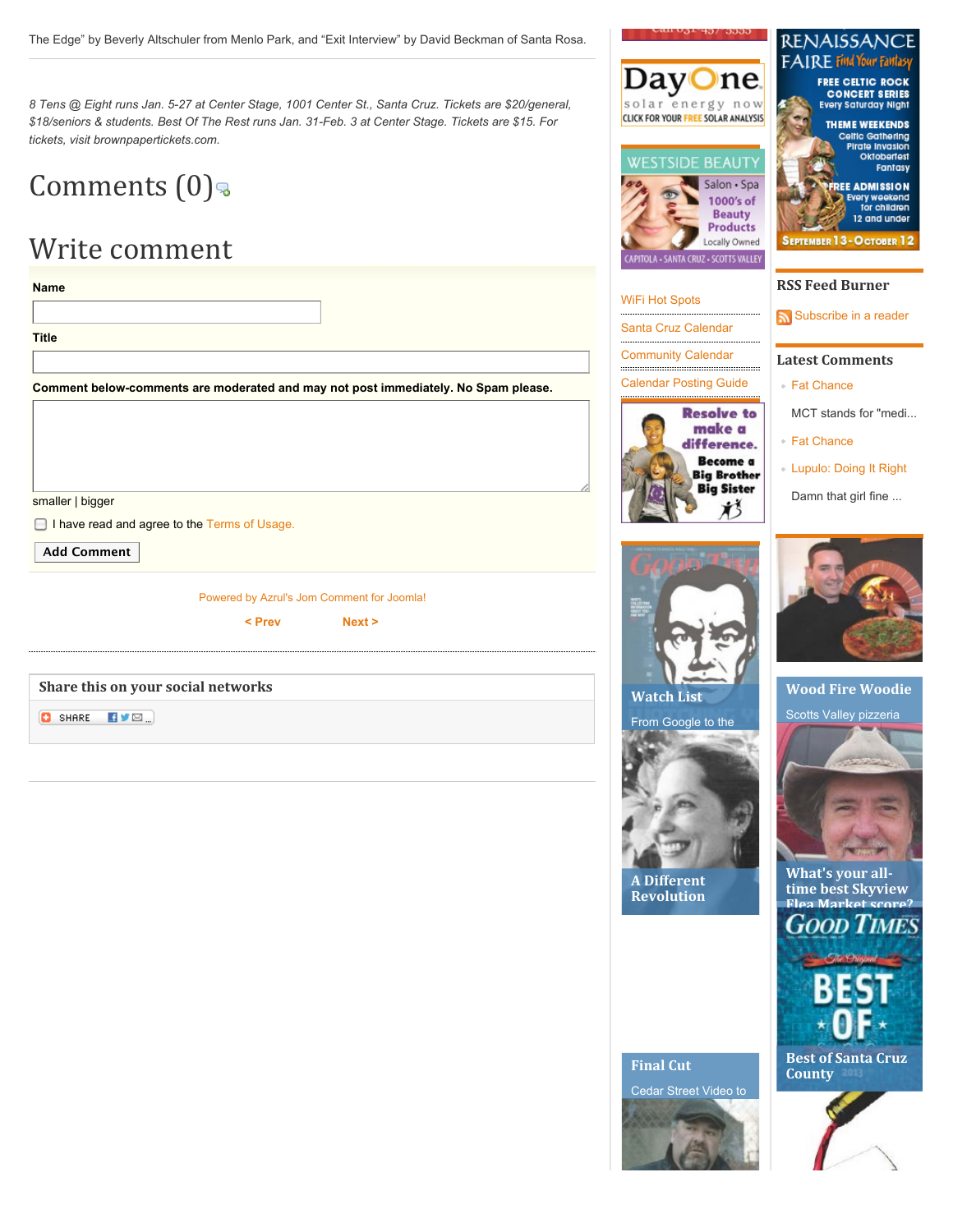The Edge" by Beverly Altschuler from Menlo Park, and "Exit Interview" by David Beckman of Santa Rosa.

*8 Tens @ Eight runs Jan. 5-27 at Center Stage, 1001 Center St., Santa Cruz. Tickets are $20/general, $18/seniors & students. Best Of The Rest runs Jan. 31-Feb. 3 at Center Stage. Tickets are $15. For tickets, visit brownpapertickets.com.*

# Comments (0)

# Write comment

**Name**

**Title**

**Comment below-comments are moderated and may not post immediately. No Spam please.**

smaller | bigger

I have read and agree to the Terms of Usage.

Add Comment

Powered by Azrul's Jom Comment for Joomla!

< Prev Next >

**Share this on your social networks**

SHARE

WiFi Hot Spots

Santa Cruz Calendar

Community Calendar

Calendar Posting Guide

Watch List

From Google to the

A Different Revolution

Final Cut

Cedar Street Video to

## RSS Feed Burner

Subscribe in a reader

## Latest Comments

- Fat Chance

MCT stands for "medi...

- Fat Chance
- Lupulo: Doing It Right

Damn that girl fine ...

Wood Fire Woodie

Scotts Valley pizzeria

What's your all-time best Skyview Flea Market score?

Best of Santa Cruz County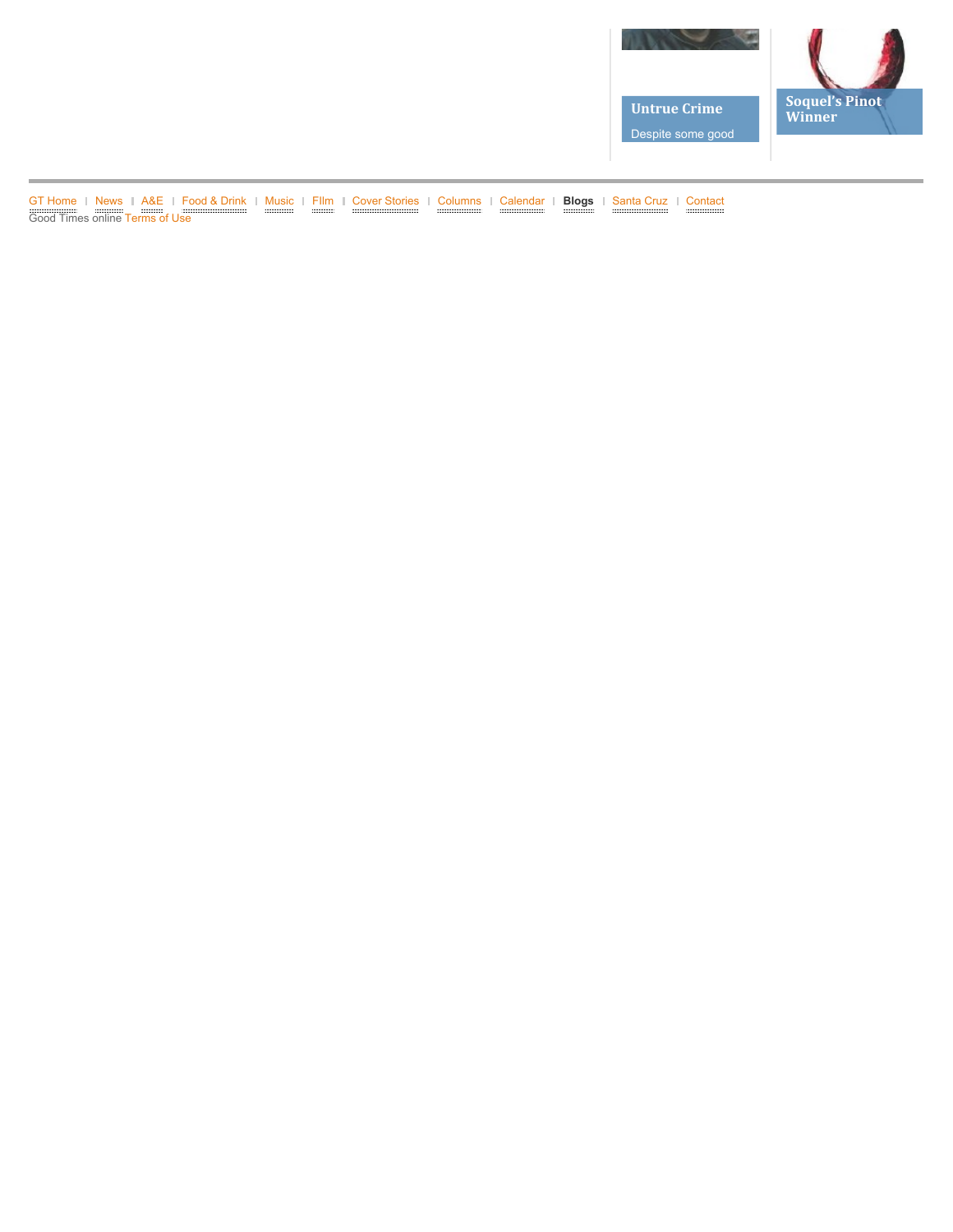**Untrue Crime**

Despite some good

**Soquel's Pinot Winner**

GT Home | News | A&E | Food & Drink | Music | FIlm | Cover Stories | Columns | Calendar | **Blogs** | Santa Cruz | Contact

Good Times online Terms of Use